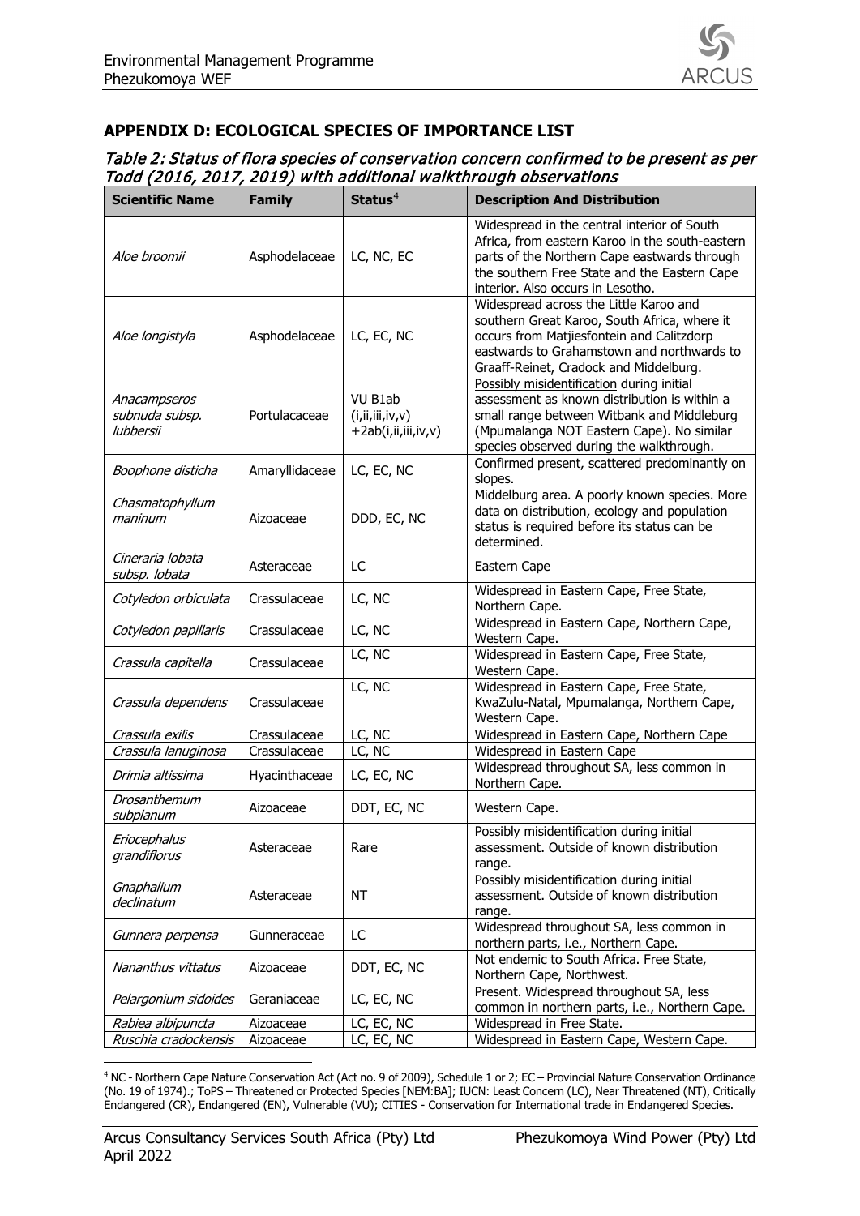## APPENDIX D: ECOLOGICAL SPECIES OF IMPORTANCE LIST

*Table 2: Status of flora species of conservation concern confirmed to be present as per Todd (2016, 2017, 2019) with additional walkthrough observations*

| Scientific Name | Family | Status[4] | Description And Distribution |
|---|---|---|---|
| *Aloe broomii* | Asphodelaceae | LC, NC, EC | Widespread in the central interior of South Africa, from eastern Karoo in the south-eastern parts of the Northern Cape eastwards through the southern Free State and the Eastern Cape interior. Also occurs in Lesotho. |
| *Aloe longistyla* | Asphodelaceae | LC, EC, NC | Widespread across the Little Karoo and southern Great Karoo, South Africa, where it occurs from Matjiesfontein and Calitzdorp eastwards to Grahamstown and northwards to Graaff-Reinet, Cradock and Middelburg. |
| *Anacampseros subnuda subsp. lubbersii* | Portulacaceae | VU B1ab (i,ii,iii,iv,v) +2ab(i,ii,iii,iv,v) | Possibly misidentification during initial assessment as known distribution is within a small range between Witbank and Middleburg (Mpumalanga NOT Eastern Cape). No similar species observed during the walkthrough. |
| *Boophone disticha* | Amaryllidaceae | LC, EC, NC | Confirmed present, scattered predominantly on slopes. |
| *Chasmatophyllum maninum* | Aizoaceae | DDD, EC, NC | Middelburg area. A poorly known species. More data on distribution, ecology and population status is required before its status can be determined. |
| *Cineraria lobata subsp. lobata* | Asteraceae | LC | Eastern Cape |
| *Cotyledon orbiculata* | Crassulaceae | LC, NC | Widespread in Eastern Cape, Free State, Northern Cape. |
| *Cotyledon papillaris* | Crassulaceae | LC, NC | Widespread in Eastern Cape, Northern Cape, Western Cape. |
| *Crassula capitella* | Crassulaceae | LC, NC | Widespread in Eastern Cape, Free State, Western Cape. |
| *Crassula dependens* | Crassulaceae | LC, NC | Widespread in Eastern Cape, Free State, KwaZulu-Natal, Mpumalanga, Northern Cape, Western Cape. |
| *Crassula exilis* | Crassulaceae | LC, NC | Widespread in Eastern Cape, Northern Cape |
| *Crassula lanuginosa* | Crassulaceae | LC, NC | Widespread in Eastern Cape |
| *Drimia altissima* | Hyacinthaceae | LC, EC, NC | Widespread throughout SA, less common in Northern Cape. |
| *Drosanthemum subplanum* | Aizoaceae | DDT, EC, NC | Western Cape. |
| *Eriocephalus grandiflorus* | Asteraceae | Rare | Possibly misidentification during initial assessment. Outside of known distribution range. |
| *Gnaphalium declinatum* | Asteraceae | NT | Possibly misidentification during initial assessment. Outside of known distribution range. |
| *Gunnera perpensa* | Gunneraceae | LC | Widespread throughout SA, less common in northern parts, i.e., Northern Cape. |
| *Nananthus vittatus* | Aizoaceae | DDT, EC, NC | Not endemic to South Africa. Free State, Northern Cape, Northwest. |
| *Pelargonium sidoides* | Geraniaceae | LC, EC, NC | Present. Widespread throughout SA, less common in northern parts, i.e., Northern Cape. |
| *Rabiea albipuncta* | Aizoaceae | LC, EC, NC | Widespread in Free State. |
| *Ruschia cradockensis* | Aizoaceae | LC, EC, NC | Widespread in Eastern Cape, Western Cape. |

[4] NC - Northern Cape Nature Conservation Act (Act no. 9 of 2009), Schedule 1 or 2; EC – Provincial Nature Conservation Ordinance (No. 19 of 1974).; ToPS – Threatened or Protected Species [NEM:BA]; IUCN: Least Concern (LC), Near Threatened (NT), Critically Endangered (CR), Endangered (EN), Vulnerable (VU); CITIES - Conservation for International trade in Endangered Species.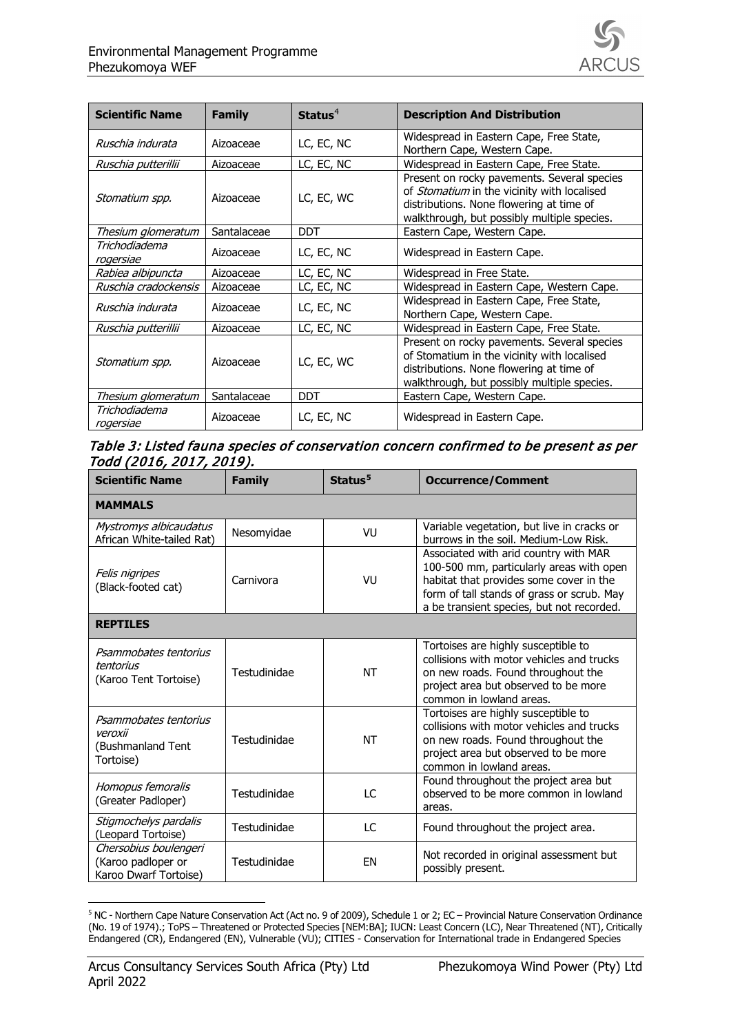| Scientific Name | Family | Status[4] | Description And Distribution |
|---|---|---|---|
| *Ruschia indurata* | Aizoaceae | LC, EC, NC | Widespread in Eastern Cape, Free State, Northern Cape, Western Cape. |
| *Ruschia putterillii* | Aizoaceae | LC, EC, NC | Widespread in Eastern Cape, Free State. |
| *Stomatium spp.* | Aizoaceae | LC, EC, WC | Present on rocky pavements. Several species of *Stomatium* in the vicinity with localised distributions. None flowering at time of walkthrough, but possibly multiple species. |
| *Thesium glomeratum* | Santalaceae | DDT | Eastern Cape, Western Cape. |
| *Trichodiadema rogersiae* | Aizoaceae | LC, EC, NC | Widespread in Eastern Cape. |
| *Rabiea albipuncta* | Aizoaceae | LC, EC, NC | Widespread in Free State. |
| *Ruschia cradockensis* | Aizoaceae | LC, EC, NC | Widespread in Eastern Cape, Western Cape. |
| *Ruschia indurata* | Aizoaceae | LC, EC, NC | Widespread in Eastern Cape, Free State, Northern Cape, Western Cape. |
| *Ruschia putterillii* | Aizoaceae | LC, EC, NC | Widespread in Eastern Cape, Free State. |
| *Stomatium spp.* | Aizoaceae | LC, EC, WC | Present on rocky pavements. Several species of Stomatium in the vicinity with localised distributions. None flowering at time of walkthrough, but possibly multiple species. |
| *Thesium glomeratum* | Santalaceae | DDT | Eastern Cape, Western Cape. |
| *Trichodiadema rogersiae* | Aizoaceae | LC, EC, NC | Widespread in Eastern Cape. |

***Table 3: Listed fauna species of conservation concern confirmed to be present as per Todd (2016, 2017, 2019).***

| Scientific Name | Family | Status[5] | Occurrence/Comment |
|---|---|---|---|
| **MAMMALS** | | | |
| *Mystromys albicaudatus* African White-tailed Rat) | Nesomyidae | VU | Variable vegetation, but live in cracks or burrows in the soil. Medium-Low Risk. |
| *Felis nigripes* (Black-footed cat) | Carnivora | VU | Associated with arid country with MAR 100-500 mm, particularly areas with open habitat that provides some cover in the form of tall stands of grass or scrub. May a be transient species, but not recorded. |
| **REPTILES** | | | |
| *Psammobates tentorius tentorius* (Karoo Tent Tortoise) | Testudinidae | NT | Tortoises are highly susceptible to collisions with motor vehicles and trucks on new roads. Found throughout the project area but observed to be more common in lowland areas. |
| *Psammobates tentorius veroxii* (Bushmanland Tent Tortoise) | Testudinidae | NT | Tortoises are highly susceptible to collisions with motor vehicles and trucks on new roads. Found throughout the project area but observed to be more common in lowland areas. |
| *Homopus femoralis* (Greater Padloper) | Testudinidae | LC | Found throughout the project area but observed to be more common in lowland areas. |
| *Stigmochelys pardalis* (Leopard Tortoise) | Testudinidae | LC | Found throughout the project area. |
| *Chersobius boulengeri* (Karoo padloper or Karoo Dwarf Tortoise) | Testudinidae | EN | Not recorded in original assessment but possibly present. |

[5] NC - Northern Cape Nature Conservation Act (Act no. 9 of 2009), Schedule 1 or 2; EC – Provincial Nature Conservation Ordinance (No. 19 of 1974).; ToPS – Threatened or Protected Species [NEM:BA]; IUCN: Least Concern (LC), Near Threatened (NT), Critically Endangered (CR), Endangered (EN), Vulnerable (VU); CITIES - Conservation for International trade in Endangered Species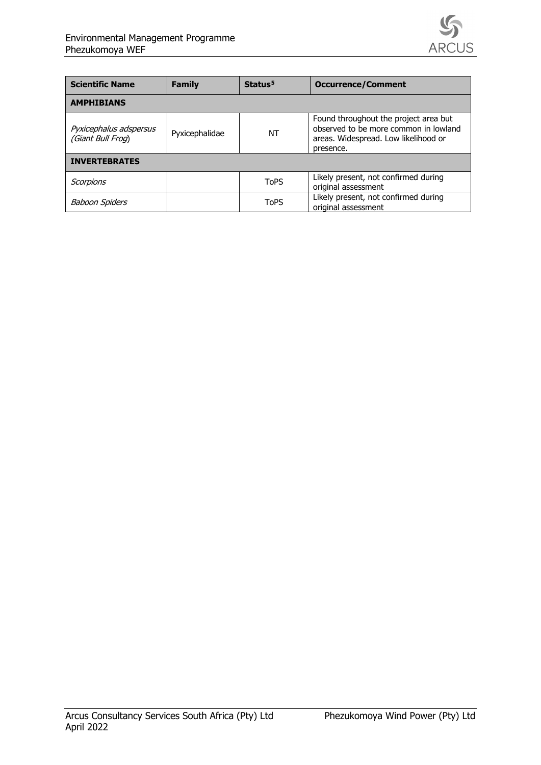| Scientific Name | Family | Status[5] | Occurrence/Comment |
|---|---|---|---|
| **AMPHIBIANS** | | | |
| *Pyxicephalus adspersus (Giant Bull Frog)* | Pyxicephalidae | NT | Found throughout the project area but observed to be more common in lowland areas. Widespread. Low likelihood or presence. |
| **INVERTEBRATES** | | | |
| *Scorpions* | | ToPS | Likely present, not confirmed during original assessment |
| *Baboon Spiders* | | ToPS | Likely present, not confirmed during original assessment |